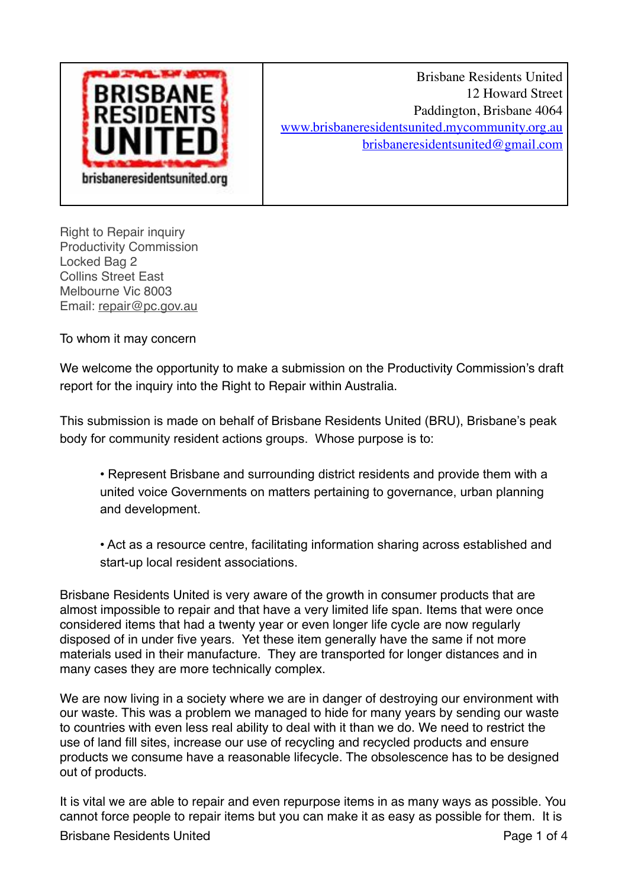| BRISBANE RESIDENTS UNITED brisbaneresidentsunited.org | Brisbane Residents United<br>12 Howard Street<br>Paddington, Brisbane 4064<br>www.brisbaneresidentsunited.mycommunity.org.au<br>brisbaneresidentsunited@gmail.com |
| --- | --- |

Right to Repair inquiry
Productivity Commission
Locked Bag 2
Collins Street East
Melbourne Vic 8003
Email: repair@pc.gov.au

To whom it may concern

We welcome the opportunity to make a submission on the Productivity Commission's draft report for the inquiry into the Right to Repair within Australia.

This submission is made on behalf of Brisbane Residents United (BRU), Brisbane's peak body for community resident actions groups. Whose purpose is to:

- Represent Brisbane and surrounding district residents and provide them with a united voice Governments on matters pertaining to governance, urban planning and development.

- Act as a resource centre, facilitating information sharing across established and start-up local resident associations.

Brisbane Residents United is very aware of the growth in consumer products that are almost impossible to repair and that have a very limited life span. Items that were once considered items that had a twenty year or even longer life cycle are now regularly disposed of in under five years. Yet these item generally have the same if not more materials used in their manufacture. They are transported for longer distances and in many cases they are more technically complex.

We are now living in a society where we are in danger of destroying our environment with our waste. This was a problem we managed to hide for many years by sending our waste to countries with even less real ability to deal with it than we do. We need to restrict the use of land fill sites, increase our use of recycling and recycled products and ensure products we consume have a reasonable lifecycle. The obsolescence has to be designed out of products.

It is vital we are able to repair and even repurpose items in as many ways as possible. You cannot force people to repair items but you can make it as easy as possible for them. It is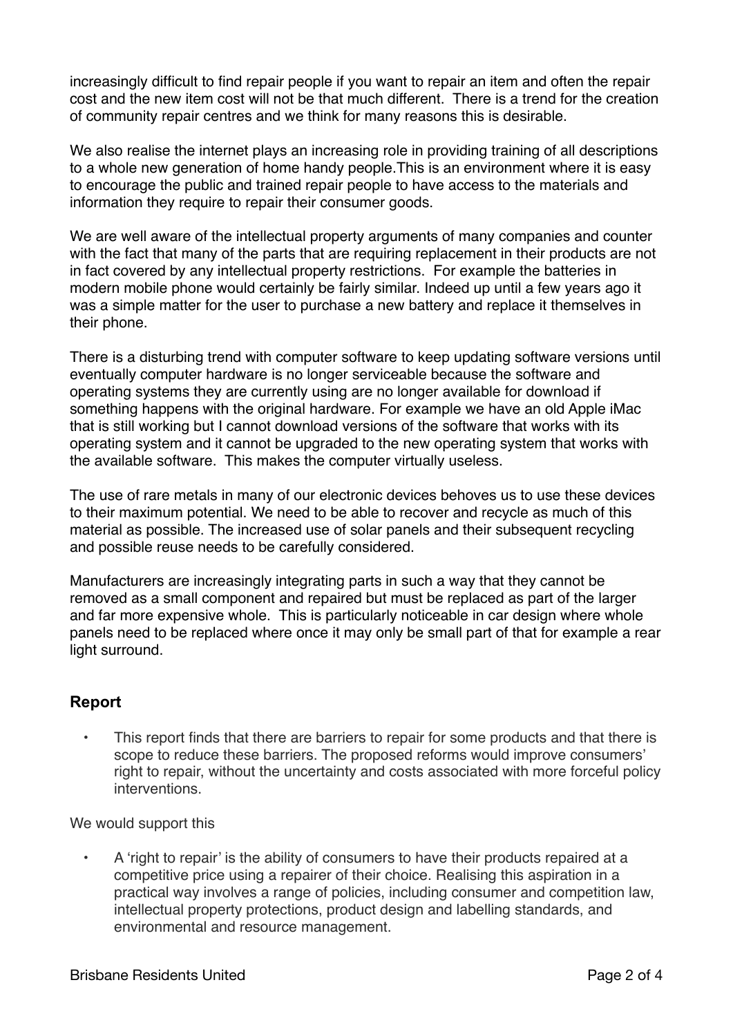increasingly difficult to find repair people if you want to repair an item and often the repair cost and the new item cost will not be that much different. There is a trend for the creation of community repair centres and we think for many reasons this is desirable.

We also realise the internet plays an increasing role in providing training of all descriptions to a whole new generation of home handy people.This is an environment where it is easy to encourage the public and trained repair people to have access to the materials and information they require to repair their consumer goods.

We are well aware of the intellectual property arguments of many companies and counter with the fact that many of the parts that are requiring replacement in their products are not in fact covered by any intellectual property restrictions. For example the batteries in modern mobile phone would certainly be fairly similar. Indeed up until a few years ago it was a simple matter for the user to purchase a new battery and replace it themselves in their phone.

There is a disturbing trend with computer software to keep updating software versions until eventually computer hardware is no longer serviceable because the software and operating systems they are currently using are no longer available for download if something happens with the original hardware. For example we have an old Apple iMac that is still working but I cannot download versions of the software that works with its operating system and it cannot be upgraded to the new operating system that works with the available software. This makes the computer virtually useless.

The use of rare metals in many of our electronic devices behoves us to use these devices to their maximum potential. We need to be able to recover and recycle as much of this material as possible. The increased use of solar panels and their subsequent recycling and possible reuse needs to be carefully considered.

Manufacturers are increasingly integrating parts in such a way that they cannot be removed as a small component and repaired but must be replaced as part of the larger and far more expensive whole. This is particularly noticeable in car design where whole panels need to be replaced where once it may only be small part of that for example a rear light surround.

## Report

- This report finds that there are barriers to repair for some products and that there is scope to reduce these barriers. The proposed reforms would improve consumers' right to repair, without the uncertainty and costs associated with more forceful policy interventions.

We would support this

- A 'right to repair' is the ability of consumers to have their products repaired at a competitive price using a repairer of their choice. Realising this aspiration in a practical way involves a range of policies, including consumer and competition law, intellectual property protections, product design and labelling standards, and environmental and resource management.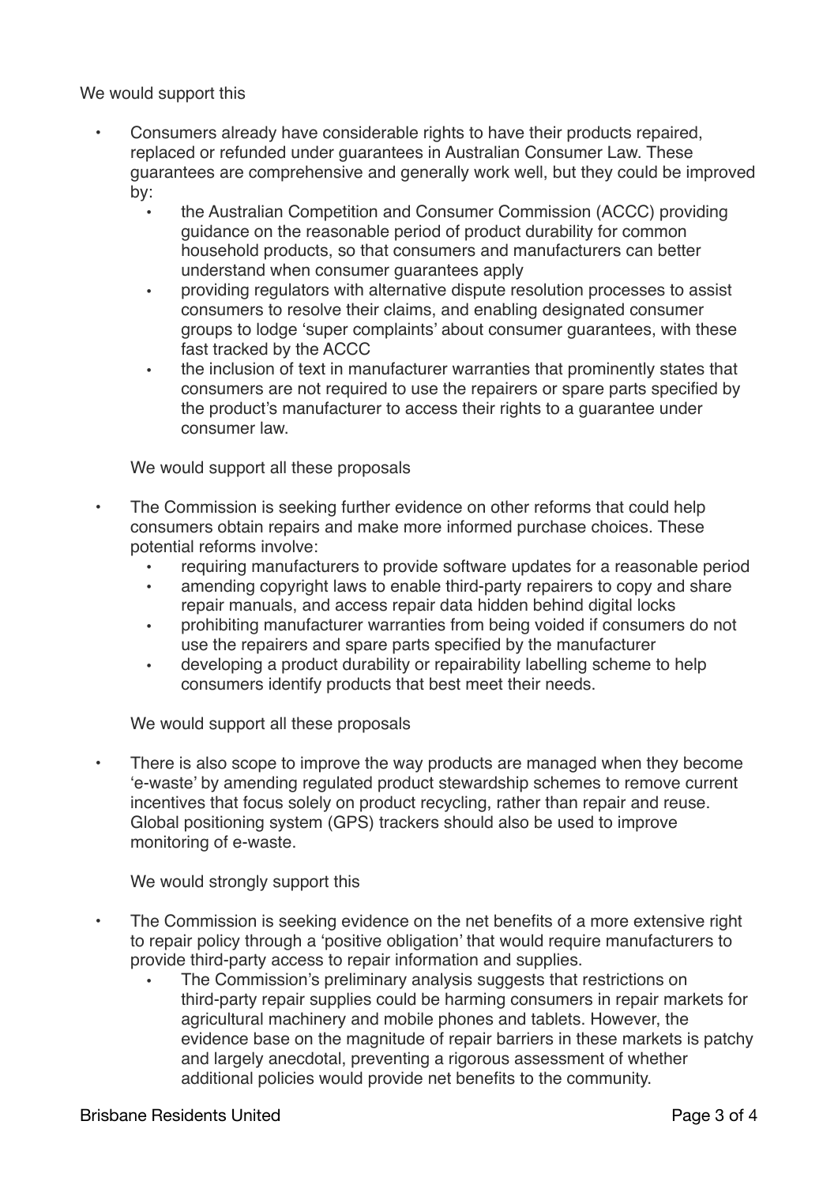We would support this

- Consumers already have considerable rights to have their products repaired, replaced or refunded under guarantees in Australian Consumer Law. These guarantees are comprehensive and generally work well, but they could be improved by:
  - the Australian Competition and Consumer Commission (ACCC) providing guidance on the reasonable period of product durability for common household products, so that consumers and manufacturers can better understand when consumer guarantees apply
  - providing regulators with alternative dispute resolution processes to assist consumers to resolve their claims, and enabling designated consumer groups to lodge 'super complaints' about consumer guarantees, with these fast tracked by the ACCC
  - the inclusion of text in manufacturer warranties that prominently states that consumers are not required to use the repairers or spare parts specified by the product's manufacturer to access their rights to a guarantee under consumer law.

  We would support all these proposals

- The Commission is seeking further evidence on other reforms that could help consumers obtain repairs and make more informed purchase choices. These potential reforms involve:
  - requiring manufacturers to provide software updates for a reasonable period
  - amending copyright laws to enable third-party repairers to copy and share repair manuals, and access repair data hidden behind digital locks
  - prohibiting manufacturer warranties from being voided if consumers do not use the repairers and spare parts specified by the manufacturer
  - developing a product durability or repairability labelling scheme to help consumers identify products that best meet their needs.

  We would support all these proposals

- There is also scope to improve the way products are managed when they become 'e-waste' by amending regulated product stewardship schemes to remove current incentives that focus solely on product recycling, rather than repair and reuse. Global positioning system (GPS) trackers should also be used to improve monitoring of e-waste.

  We would strongly support this

- The Commission is seeking evidence on the net benefits of a more extensive right to repair policy through a 'positive obligation' that would require manufacturers to provide third-party access to repair information and supplies.
  - The Commission's preliminary analysis suggests that restrictions on third-party repair supplies could be harming consumers in repair markets for agricultural machinery and mobile phones and tablets. However, the evidence base on the magnitude of repair barriers in these markets is patchy and largely anecdotal, preventing a rigorous assessment of whether additional policies would provide net benefits to the community.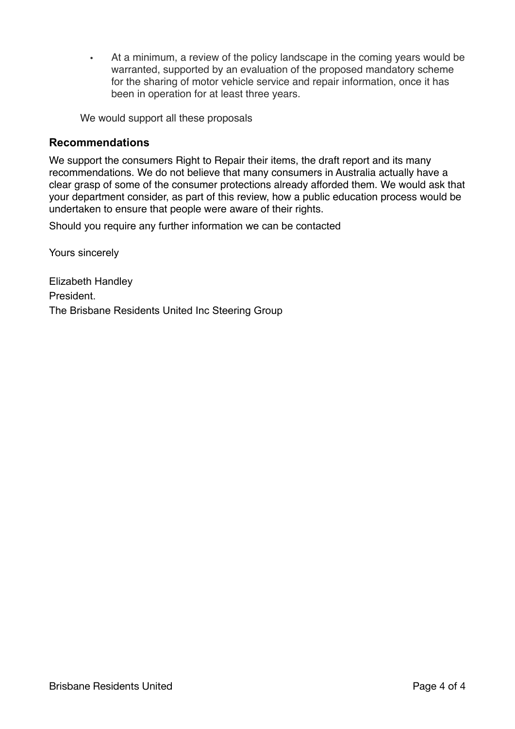- At a minimum, a review of the policy landscape in the coming years would be warranted, supported by an evaluation of the proposed mandatory scheme for the sharing of motor vehicle service and repair information, once it has been in operation for at least three years.

We would support all these proposals

## Recommendations

We support the consumers Right to Repair their items, the draft report and its many recommendations. We do not believe that many consumers in Australia actually have a clear grasp of some of the consumer protections already afforded them. We would ask that your department consider, as part of this review, how a public education process would be undertaken to ensure that people were aware of their rights.

Should you require any further information we can be contacted

Yours sincerely

Elizabeth Handley
President.
The Brisbane Residents United Inc Steering Group